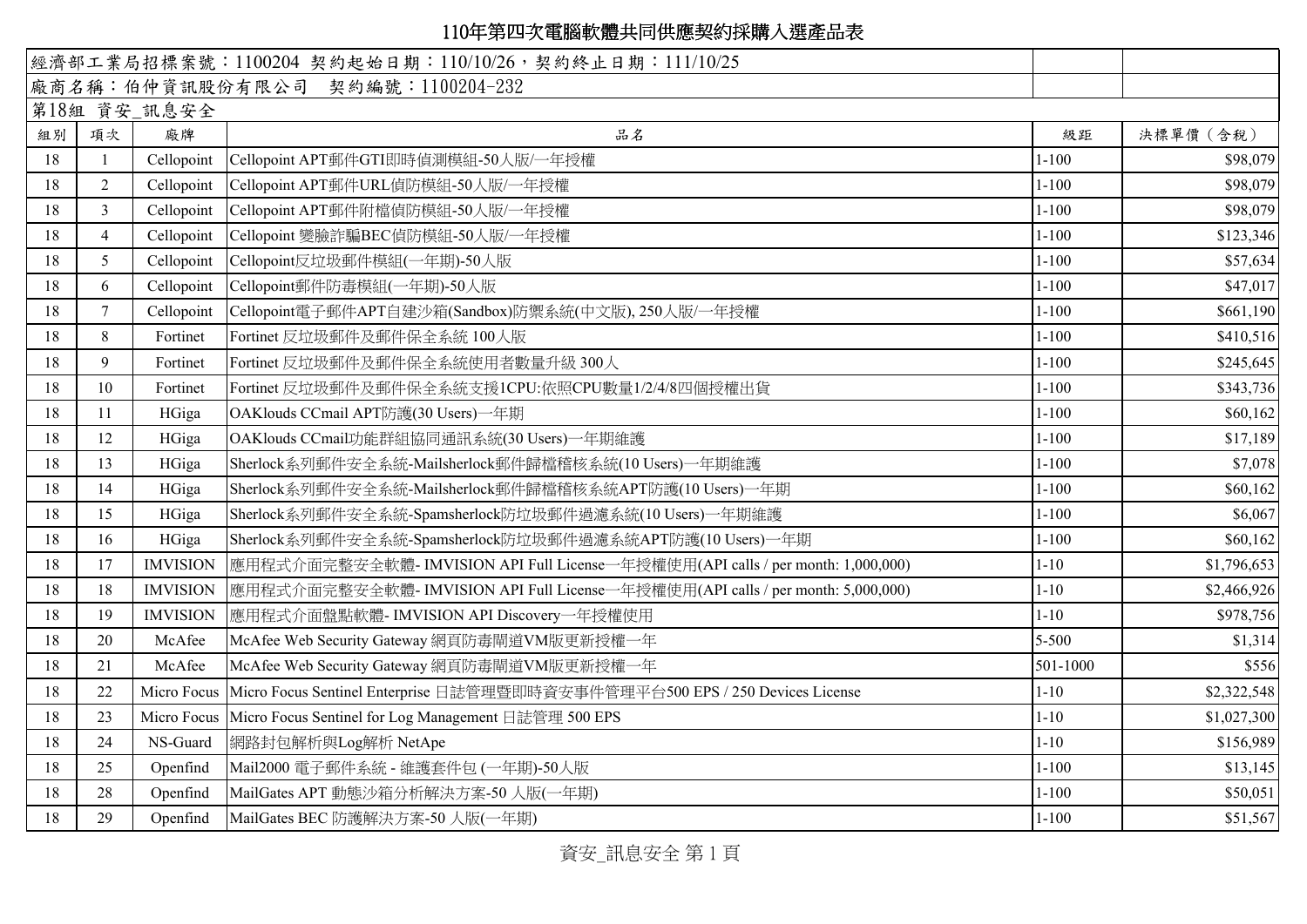# 110年第四次電腦軟體共同供應契約採購入選產品表

經濟部工業局招標案號：1100204 契約起始日期：110/10/26，契約終止日期：111/10/25

廠商名稱：伯仲資訊股份有限公司　契約編號：1100204-232

第18組 資安_訊息安全

| 組別 | 項次 | 廠牌 | 品名 | 級距 | 決標單價（含稅） |
|---|---|---|---|---|---|
| 18 | 1 | Cellopoint | Cellopoint APT郵件GTI即時偵測模組-50人版/一年授權 | 1-100 | $98,079 |
| 18 | 2 | Cellopoint | Cellopoint APT郵件URL偵防模組-50人版/一年授權 | 1-100 | $98,079 |
| 18 | 3 | Cellopoint | Cellopoint APT郵件附檔偵防模組-50人版/一年授權 | 1-100 | $98,079 |
| 18 | 4 | Cellopoint | Cellopoint 變臉詐騙BEC偵防模組-50人版/一年授權 | 1-100 | $123,346 |
| 18 | 5 | Cellopoint | Cellopoint反垃圾郵件模組(一年期)-50人版 | 1-100 | $57,634 |
| 18 | 6 | Cellopoint | Cellopoint郵件防毒模組(一年期)-50人版 | 1-100 | $47,017 |
| 18 | 7 | Cellopoint | Cellopoint電子郵件APT自建沙箱(Sandbox)防禦系統(中文版), 250人版/一年授權 | 1-100 | $661,190 |
| 18 | 8 | Fortinet | Fortinet 反垃圾郵件及郵件保全系統 100人版 | 1-100 | $410,516 |
| 18 | 9 | Fortinet | Fortinet 反垃圾郵件及郵件保全系統使用者數量升級 300人 | 1-100 | $245,645 |
| 18 | 10 | Fortinet | Fortinet 反垃圾郵件及郵件保全系統支援1CPU:依照CPU數量1/2/4/8四個授權出貨 | 1-100 | $343,736 |
| 18 | 11 | HGiga | OAKlouds CCmail APT防護(30 Users)一年期 | 1-100 | $60,162 |
| 18 | 12 | HGiga | OAKlouds CCmail功能群組協同通訊系統(30 Users)一年期維護 | 1-100 | $17,189 |
| 18 | 13 | HGiga | Sherlock系列郵件安全系統-Mailsherlock郵件歸檔稽核系統(10 Users)一年期維護 | 1-100 | $7,078 |
| 18 | 14 | HGiga | Sherlock系列郵件安全系統-Mailsherlock郵件歸檔稽核系統APT防護(10 Users)一年期 | 1-100 | $60,162 |
| 18 | 15 | HGiga | Sherlock系列郵件安全系統-Spamsherlock防垃圾郵件過濾系統(10 Users)一年期維護 | 1-100 | $6,067 |
| 18 | 16 | HGiga | Sherlock系列郵件安全系統-Spamsherlock防垃圾郵件過濾系統APT防護(10 Users)一年期 | 1-100 | $60,162 |
| 18 | 17 | IMVISION | 應用程式介面完整安全軟體- IMVISION API Full License一年授權使用(API calls / per month: 1,000,000) | 1-10 | $1,796,653 |
| 18 | 18 | IMVISION | 應用程式介面完整安全軟體- IMVISION API Full License一年授權使用(API calls / per month: 5,000,000) | 1-10 | $2,466,926 |
| 18 | 19 | IMVISION | 應用程式介面盤點軟體- IMVISION API Discovery一年授權使用 | 1-10 | $978,756 |
| 18 | 20 | McAfee | McAfee Web Security Gateway 網頁防毒閘道VM版更新授權一年 | 5-500 | $1,314 |
| 18 | 21 | McAfee | McAfee Web Security Gateway 網頁防毒閘道VM版更新授權一年 | 501-1000 | $556 |
| 18 | 22 | Micro Focus | Micro Focus Sentinel Enterprise 日誌管理暨即時資安事件管理平台500 EPS / 250 Devices License | 1-10 | $2,322,548 |
| 18 | 23 | Micro Focus | Micro Focus Sentinel for Log Management 日誌管理 500 EPS | 1-10 | $1,027,300 |
| 18 | 24 | NS-Guard | 網路封包解析與Log解析 NetApe | 1-10 | $156,989 |
| 18 | 25 | Openfind | Mail2000 電子郵件系統 - 維護套件包 (一年期)-50人版 | 1-100 | $13,145 |
| 18 | 28 | Openfind | MailGates APT 動態沙箱分析解決方案-50 人版(一年期) | 1-100 | $50,051 |
| 18 | 29 | Openfind | MailGates BEC 防護解決方案-50 人版(一年期) | 1-100 | $51,567 |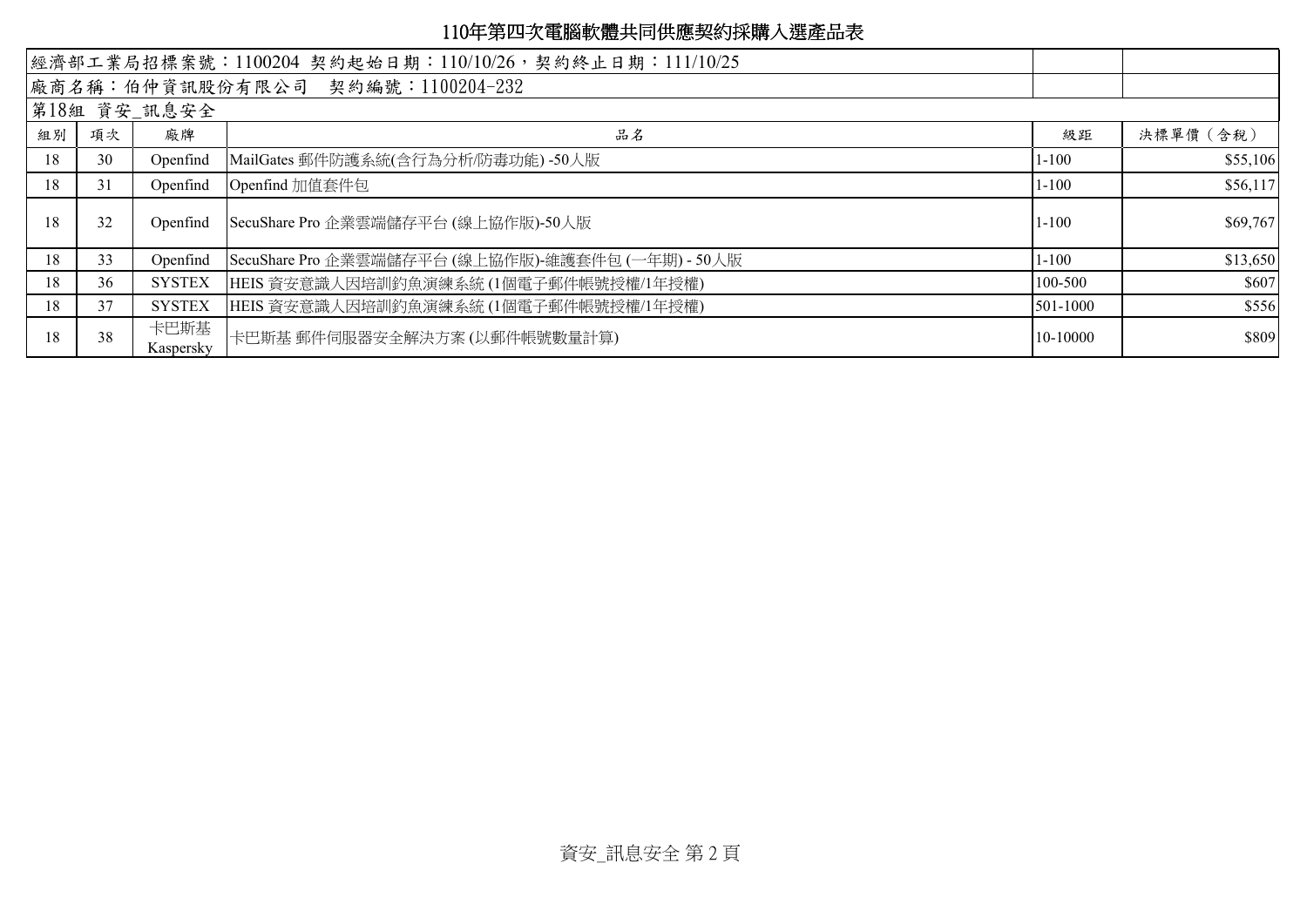# 110年第四次電腦軟體共同供應契約採購入選產品表

| 經濟部工業局招標案號：1100204 契約起始日期：110/10/26，契約終止日期：111/10/25 | | | | | |
|---|---|---|---|---|---|
| 廠商名稱：伯仲資訊股份有限公司　契約編號：1100204-232 | | | | | |
| 第18組 資安_訊息安全 | | | | | |
| 組別 | 項次 | 廠牌 | 品名 | 級距 | 決標單價（含稅） |
| 18 | 30 | Openfind | MailGates 郵件防護系統(含行為分析/防毒功能) -50人版 | 1-100 | $55,106 |
| 18 | 31 | Openfind | Openfind 加值套件包 | 1-100 | $56,117 |
| 18 | 32 | Openfind | SecuShare Pro 企業雲端儲存平台 (線上協作版)-50人版 | 1-100 | $69,767 |
| 18 | 33 | Openfind | SecuShare Pro 企業雲端儲存平台 (線上協作版)-維護套件包 (一年期) - 50人版 | 1-100 | $13,650 |
| 18 | 36 | SYSTEX | HEIS 資安意識人因培訓釣魚演練系統 (1個電子郵件帳號授權/1年授權) | 100-500 | $607 |
| 18 | 37 | SYSTEX | HEIS 資安意識人因培訓釣魚演練系統 (1個電子郵件帳號授權/1年授權) | 501-1000 | $556 |
| 18 | 38 | 卡巴斯基 Kaspersky | 卡巴斯基 郵件伺服器安全解決方案 (以郵件帳號數量計算) | 10-10000 | $809 |